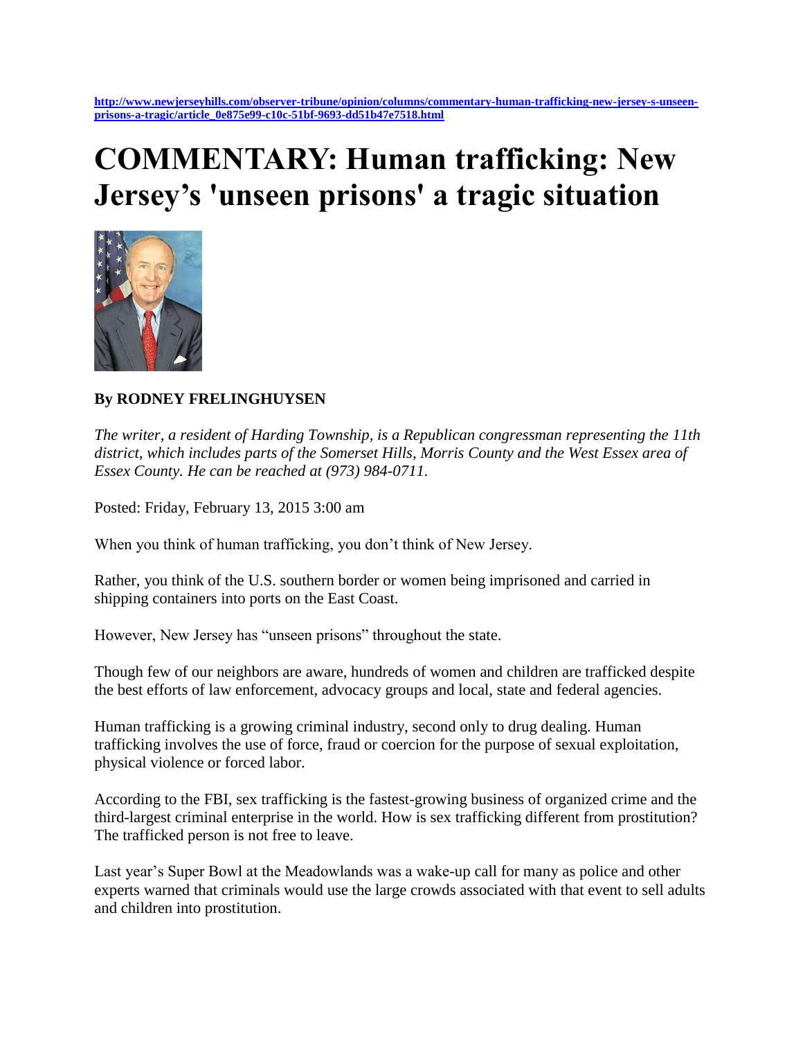http://www.newjerseyhills.com/observer-tribune/opinion/columns/commentary-human-trafficking-new-jersey-s-unseen-prisons-a-tragic/article_0e875e99-c10c-51bf-9693-dd51b47e7518.html

# COMMENTARY: Human trafficking: New Jersey's 'unseen prisons' a tragic situation

**By RODNEY FRELINGHUYSEN**

*The writer, a resident of Harding Township, is a Republican congressman representing the 11th district, which includes parts of the Somerset Hills, Morris County and the West Essex area of Essex County. He can be reached at (973) 984-0711.*

Posted: Friday, February 13, 2015 3:00 am

When you think of human trafficking, you don't think of New Jersey.

Rather, you think of the U.S. southern border or women being imprisoned and carried in shipping containers into ports on the East Coast.

However, New Jersey has "unseen prisons" throughout the state.

Though few of our neighbors are aware, hundreds of women and children are trafficked despite the best efforts of law enforcement, advocacy groups and local, state and federal agencies.

Human trafficking is a growing criminal industry, second only to drug dealing. Human trafficking involves the use of force, fraud or coercion for the purpose of sexual exploitation, physical violence or forced labor.

According to the FBI, sex trafficking is the fastest-growing business of organized crime and the third-largest criminal enterprise in the world. How is sex trafficking different from prostitution? The trafficked person is not free to leave.

Last year's Super Bowl at the Meadowlands was a wake-up call for many as police and other experts warned that criminals would use the large crowds associated with that event to sell adults and children into prostitution.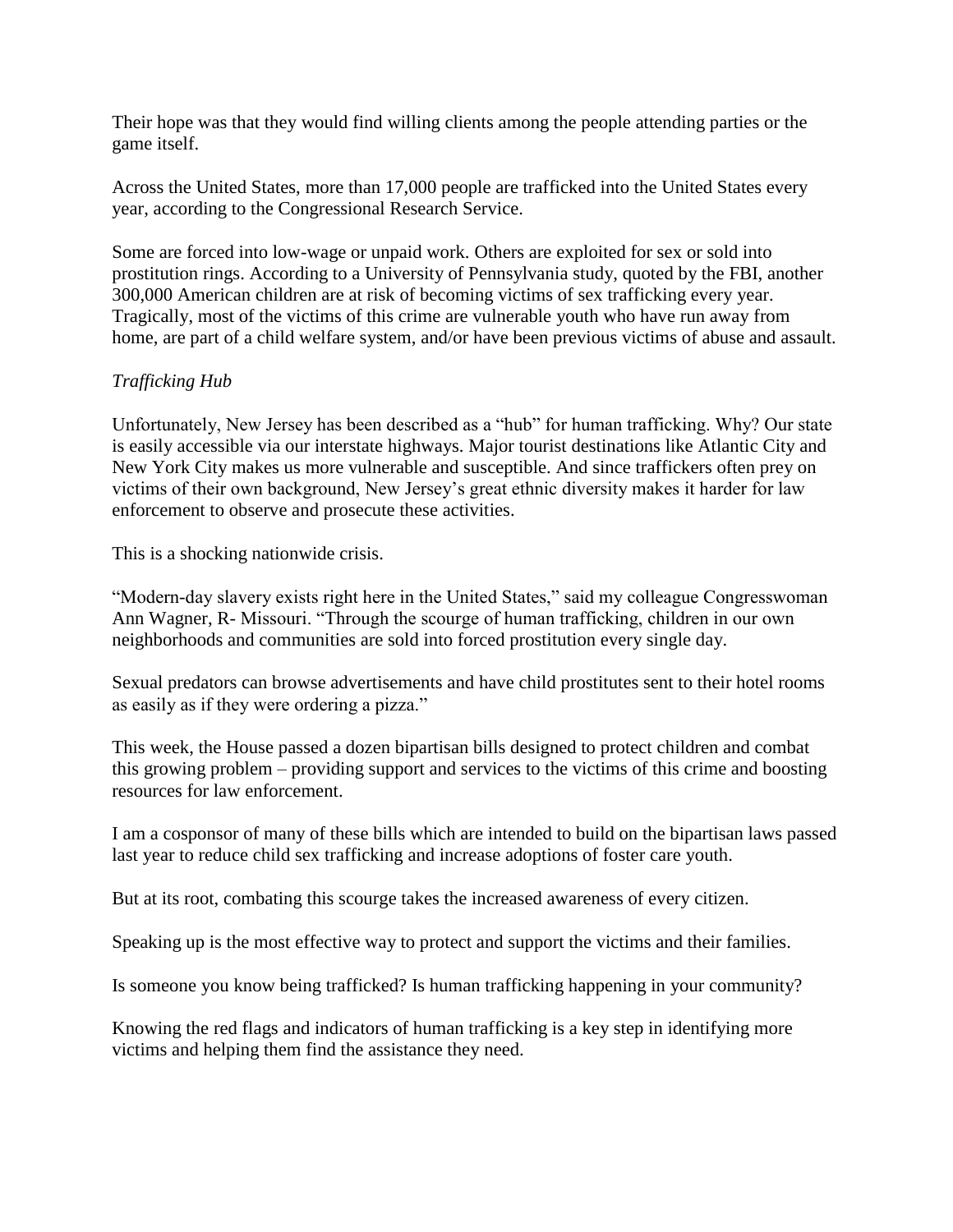Their hope was that they would find willing clients among the people attending parties or the game itself.

Across the United States, more than 17,000 people are trafficked into the United States every year, according to the Congressional Research Service.

Some are forced into low-wage or unpaid work. Others are exploited for sex or sold into prostitution rings. According to a University of Pennsylvania study, quoted by the FBI, another 300,000 American children are at risk of becoming victims of sex trafficking every year. Tragically, most of the victims of this crime are vulnerable youth who have run away from home, are part of a child welfare system, and/or have been previous victims of abuse and assault.

*Trafficking Hub*

Unfortunately, New Jersey has been described as a "hub" for human trafficking. Why? Our state is easily accessible via our interstate highways. Major tourist destinations like Atlantic City and New York City makes us more vulnerable and susceptible. And since traffickers often prey on victims of their own background, New Jersey's great ethnic diversity makes it harder for law enforcement to observe and prosecute these activities.

This is a shocking nationwide crisis.

"Modern-day slavery exists right here in the United States," said my colleague Congresswoman Ann Wagner, R- Missouri. "Through the scourge of human trafficking, children in our own neighborhoods and communities are sold into forced prostitution every single day.

Sexual predators can browse advertisements and have child prostitutes sent to their hotel rooms as easily as if they were ordering a pizza."

This week, the House passed a dozen bipartisan bills designed to protect children and combat this growing problem – providing support and services to the victims of this crime and boosting resources for law enforcement.

I am a cosponsor of many of these bills which are intended to build on the bipartisan laws passed last year to reduce child sex trafficking and increase adoptions of foster care youth.

But at its root, combating this scourge takes the increased awareness of every citizen.

Speaking up is the most effective way to protect and support the victims and their families.

Is someone you know being trafficked? Is human trafficking happening in your community?

Knowing the red flags and indicators of human trafficking is a key step in identifying more victims and helping them find the assistance they need.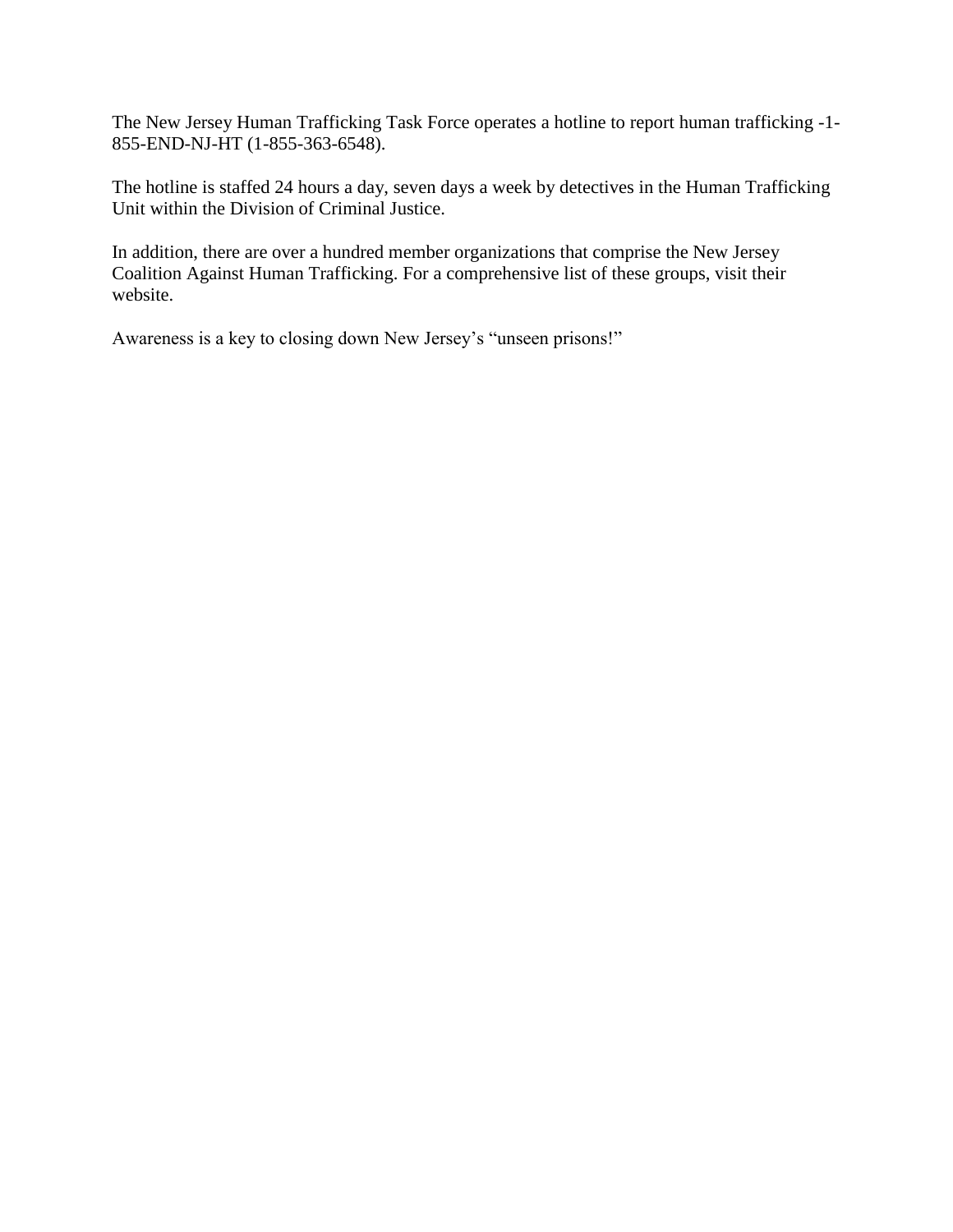The New Jersey Human Trafficking Task Force operates a hotline to report human trafficking -1-855-END-NJ-HT (1-855-363-6548).

The hotline is staffed 24 hours a day, seven days a week by detectives in the Human Trafficking Unit within the Division of Criminal Justice.

In addition, there are over a hundred member organizations that comprise the New Jersey Coalition Against Human Trafficking. For a comprehensive list of these groups, visit their website.

Awareness is a key to closing down New Jersey's "unseen prisons!"